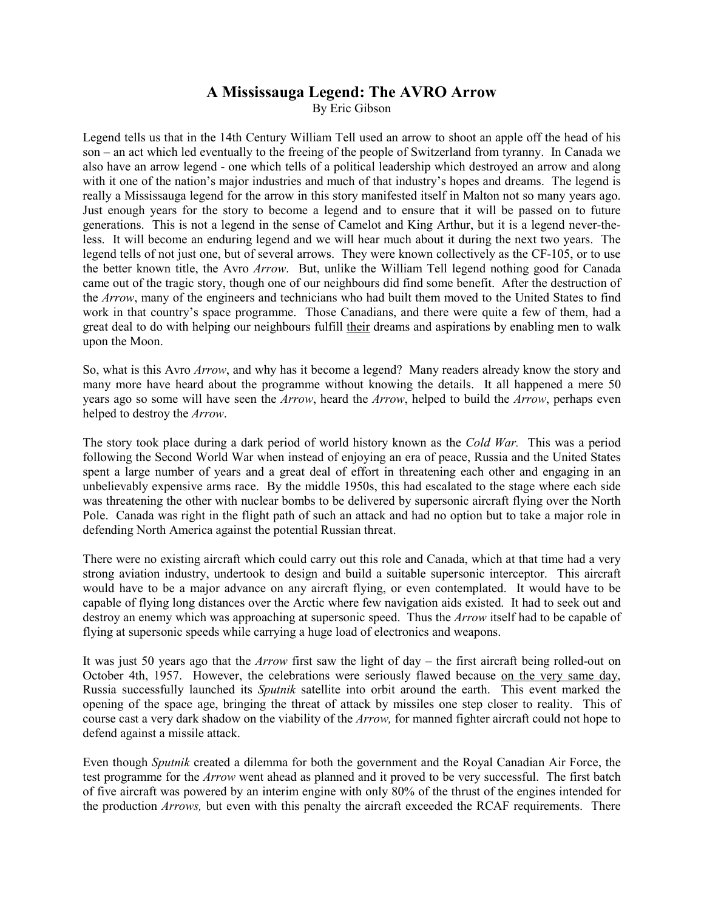# A Mississauga Legend: The AVRO Arrow

By Eric Gibson

Legend tells us that in the 14th Century William Tell used an arrow to shoot an apple off the head of his son – an act which led eventually to the freeing of the people of Switzerland from tyranny. In Canada we also have an arrow legend - one which tells of a political leadership which destroyed an arrow and along with it one of the nation's major industries and much of that industry's hopes and dreams. The legend is really a Mississauga legend for the arrow in this story manifested itself in Malton not so many years ago. Just enough years for the story to become a legend and to ensure that it will be passed on to future generations. This is not a legend in the sense of Camelot and King Arthur, but it is a legend never-the-less. It will become an enduring legend and we will hear much about it during the next two years. The legend tells of not just one, but of several arrows. They were known collectively as the CF-105, or to use the better known title, the Avro *Arrow*. But, unlike the William Tell legend nothing good for Canada came out of the tragic story, though one of our neighbours did find some benefit. After the destruction of the *Arrow*, many of the engineers and technicians who had built them moved to the United States to find work in that country's space programme. Those Canadians, and there were quite a few of them, had a great deal to do with helping our neighbours fulfill <u>their</u> dreams and aspirations by enabling men to walk upon the Moon.

So, what is this Avro *Arrow*, and why has it become a legend? Many readers already know the story and many more have heard about the programme without knowing the details. It all happened a mere 50 years ago so some will have seen the *Arrow*, heard the *Arrow*, helped to build the *Arrow*, perhaps even helped to destroy the *Arrow*.

The story took place during a dark period of world history known as the *Cold War.* This was a period following the Second World War when instead of enjoying an era of peace, Russia and the United States spent a large number of years and a great deal of effort in threatening each other and engaging in an unbelievably expensive arms race. By the middle 1950s, this had escalated to the stage where each side was threatening the other with nuclear bombs to be delivered by supersonic aircraft flying over the North Pole. Canada was right in the flight path of such an attack and had no option but to take a major role in defending North America against the potential Russian threat.

There were no existing aircraft which could carry out this role and Canada, which at that time had a very strong aviation industry, undertook to design and build a suitable supersonic interceptor. This aircraft would have to be a major advance on any aircraft flying, or even contemplated. It would have to be capable of flying long distances over the Arctic where few navigation aids existed. It had to seek out and destroy an enemy which was approaching at supersonic speed. Thus the *Arrow* itself had to be capable of flying at supersonic speeds while carrying a huge load of electronics and weapons.

It was just 50 years ago that the *Arrow* first saw the light of day – the first aircraft being rolled-out on October 4th, 1957. However, the celebrations were seriously flawed because <u>on the very same day</u>, Russia successfully launched its *Sputnik* satellite into orbit around the earth. This event marked the opening of the space age, bringing the threat of attack by missiles one step closer to reality. This of course cast a very dark shadow on the viability of the *Arrow,* for manned fighter aircraft could not hope to defend against a missile attack.

Even though *Sputnik* created a dilemma for both the government and the Royal Canadian Air Force, the test programme for the *Arrow* went ahead as planned and it proved to be very successful. The first batch of five aircraft was powered by an interim engine with only 80% of the thrust of the engines intended for the production *Arrows,* but even with this penalty the aircraft exceeded the RCAF requirements. There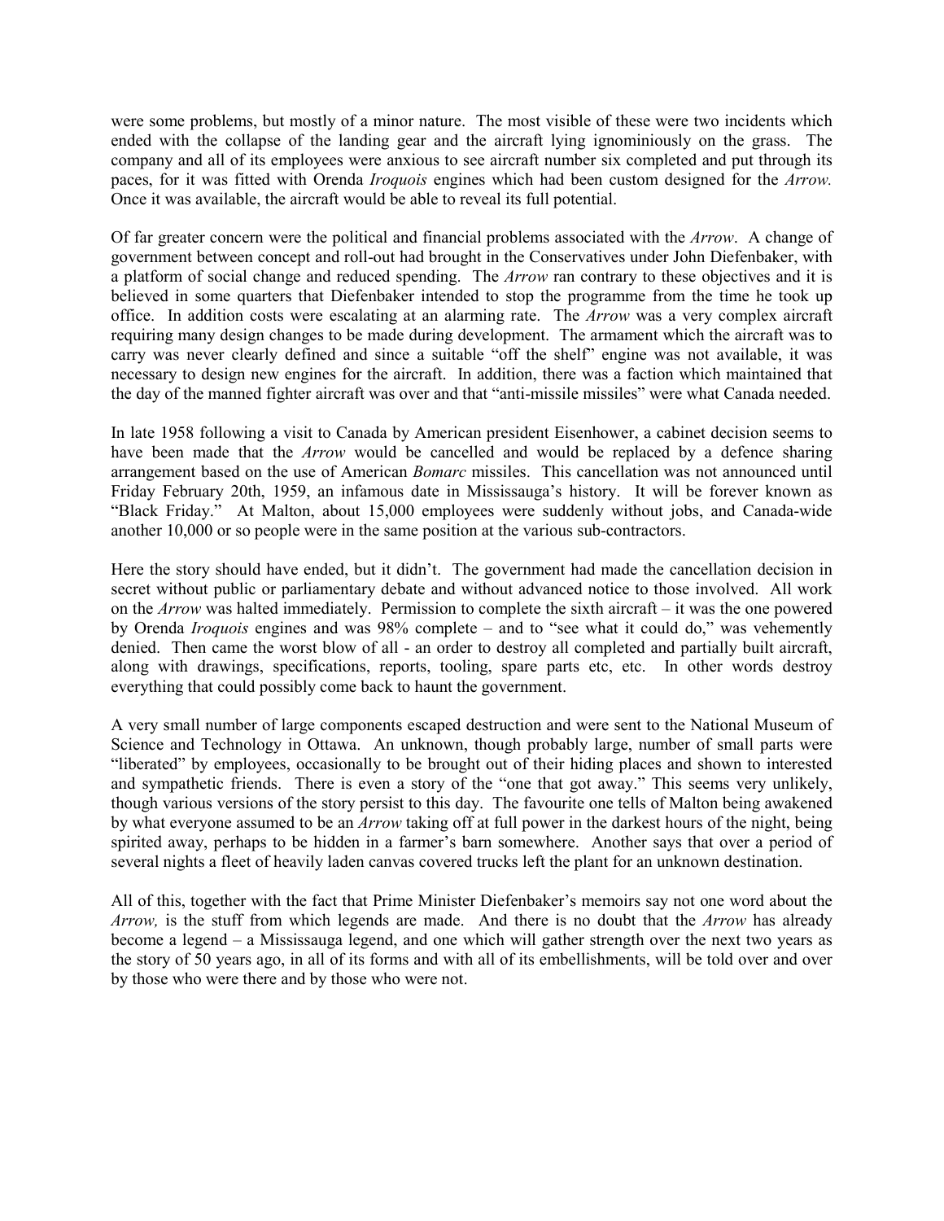were some problems, but mostly of a minor nature. The most visible of these were two incidents which ended with the collapse of the landing gear and the aircraft lying ignominiously on the grass. The company and all of its employees were anxious to see aircraft number six completed and put through its paces, for it was fitted with Orenda *Iroquois* engines which had been custom designed for the *Arrow.* Once it was available, the aircraft would be able to reveal its full potential.

Of far greater concern were the political and financial problems associated with the *Arrow*. A change of government between concept and roll-out had brought in the Conservatives under John Diefenbaker, with a platform of social change and reduced spending. The *Arrow* ran contrary to these objectives and it is believed in some quarters that Diefenbaker intended to stop the programme from the time he took up office. In addition costs were escalating at an alarming rate. The *Arrow* was a very complex aircraft requiring many design changes to be made during development. The armament which the aircraft was to carry was never clearly defined and since a suitable "off the shelf" engine was not available, it was necessary to design new engines for the aircraft. In addition, there was a faction which maintained that the day of the manned fighter aircraft was over and that "anti-missile missiles" were what Canada needed.

In late 1958 following a visit to Canada by American president Eisenhower, a cabinet decision seems to have been made that the *Arrow* would be cancelled and would be replaced by a defence sharing arrangement based on the use of American *Bomarc* missiles. This cancellation was not announced until Friday February 20th, 1959, an infamous date in Mississauga's history. It will be forever known as "Black Friday." At Malton, about 15,000 employees were suddenly without jobs, and Canada-wide another 10,000 or so people were in the same position at the various sub-contractors.

Here the story should have ended, but it didn't. The government had made the cancellation decision in secret without public or parliamentary debate and without advanced notice to those involved. All work on the *Arrow* was halted immediately. Permission to complete the sixth aircraft – it was the one powered by Orenda *Iroquois* engines and was 98% complete – and to "see what it could do," was vehemently denied. Then came the worst blow of all - an order to destroy all completed and partially built aircraft, along with drawings, specifications, reports, tooling, spare parts etc, etc. In other words destroy everything that could possibly come back to haunt the government.

A very small number of large components escaped destruction and were sent to the National Museum of Science and Technology in Ottawa. An unknown, though probably large, number of small parts were "liberated" by employees, occasionally to be brought out of their hiding places and shown to interested and sympathetic friends. There is even a story of the "one that got away." This seems very unlikely, though various versions of the story persist to this day. The favourite one tells of Malton being awakened by what everyone assumed to be an *Arrow* taking off at full power in the darkest hours of the night, being spirited away, perhaps to be hidden in a farmer's barn somewhere. Another says that over a period of several nights a fleet of heavily laden canvas covered trucks left the plant for an unknown destination.

All of this, together with the fact that Prime Minister Diefenbaker's memoirs say not one word about the *Arrow,* is the stuff from which legends are made. And there is no doubt that the *Arrow* has already become a legend – a Mississauga legend, and one which will gather strength over the next two years as the story of 50 years ago, in all of its forms and with all of its embellishments, will be told over and over by those who were there and by those who were not.